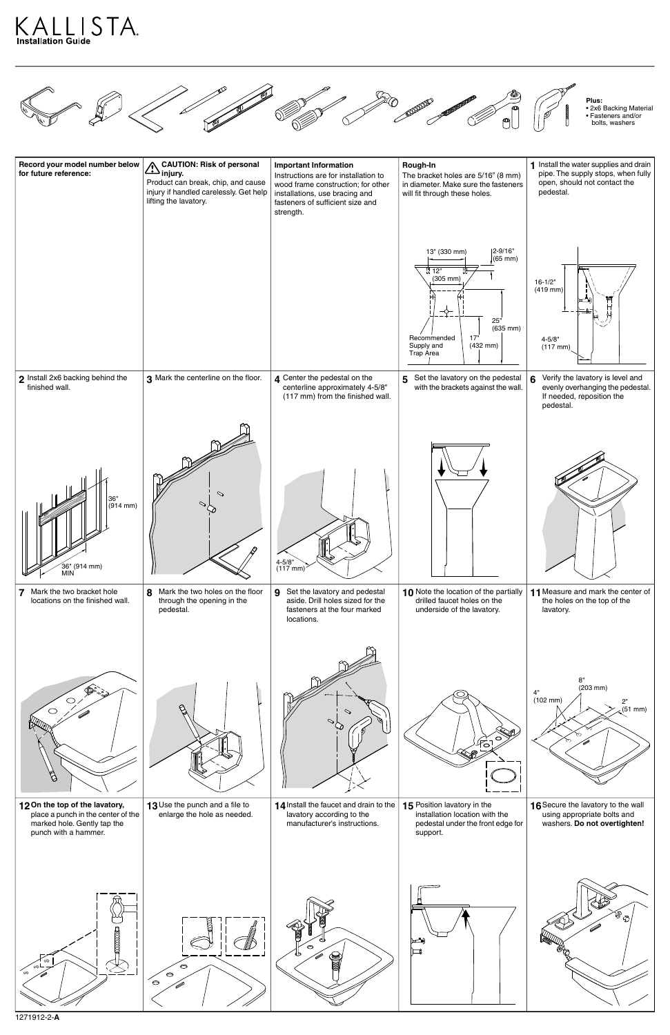# KALLISTA

**Installation Guide**

**Plus:**
- 2x6 Backing Material
- Fasteners and/or bolts, washers

**Record your model number below for future reference:**

⚠ **CAUTION: Risk of personal injury.**
Product can break, chip, and cause injury if handled carelessly. Get help lifting the lavatory.

**Important Information**
Instructions are for installation to wood frame construction; for other installations, use bracing and fasteners of sufficient size and strength.

**Rough-In**
The bracket holes are 5/16" (8 mm) in diameter. Make sure the fasteners will fit through these holes.

13" (330 mm)
12" (305 mm)
2-9/16" (65 mm)
25" (635 mm)
17" (432 mm)
Recommended Supply and Trap Area

**1** Install the water supplies and drain pipe. The supply stops, when fully open, should not contact the pedestal.

16-1/2" (419 mm)
4-5/8" (117 mm)

**2** Install 2x6 backing behind the finished wall.

36" (914 mm)
36" (914 mm) MIN

**3** Mark the centerline on the floor.

**4** Center the pedestal on the centerline approximately 4-5/8" (117 mm) from the finished wall.

4-5/8" (117 mm)

**5** Set the lavatory on the pedestal with the brackets against the wall.

**6** Verify the lavatory is level and evenly overhanging the pedestal. If needed, reposition the pedestal.

**7** Mark the two bracket hole locations on the finished wall.

**8** Mark the two holes on the floor through the opening in the pedestal.

**9** Set the lavatory and pedestal aside. Drill holes sized for the fasteners at the four marked locations.

**10** Note the location of the partially drilled faucet holes on the underside of the lavatory.

**11** Measure and mark the center of the holes on the top of the lavatory.

8" (203 mm)
4" (102 mm)
2" (51 mm)

**12** **On the top of the lavatory,** place a punch in the center of the marked hole. Gently tap the punch with a hammer.

**13** Use the punch and a file to enlarge the hole as needed.

**14** Install the faucet and drain to the lavatory according to the manufacturer's instructions.

**15** Position lavatory in the installation location with the pedestal under the front edge for support.

**16** Secure the lavatory to the wall using appropriate bolts and washers. **Do not overtighten!**

1271912-2-**A**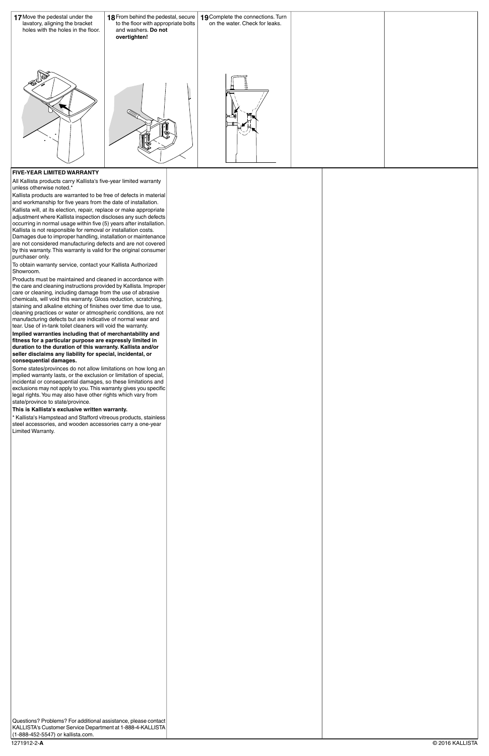**17** Move the pedestal under the lavatory, aligning the bracket holes with the holes in the floor.

**18** From behind the pedestal, secure to the floor with appropriate bolts and washers. **Do not overtighten!**

**19** Complete the connections. Turn on the water. Check for leaks.

**FIVE-YEAR LIMITED WARRANTY**

All Kallista products carry Kallista's five-year limited warranty unless otherwise noted.*

Kallista products are warranted to be free of defects in material and workmanship for five years from the date of installation.

Kallista will, at its election, repair, replace or make appropriate adjustment where Kallista inspection discloses any such defects occurring in normal usage within five (5) years after installation. Kallista is not responsible for removal or installation costs. Damages due to improper handling, installation or maintenance are not considered manufacturing defects and are not covered by this warranty. This warranty is valid for the original consumer purchaser only.

To obtain warranty service, contact your Kallista Authorized Showroom.

Products must be maintained and cleaned in accordance with the care and cleaning instructions provided by Kallista. Improper care or cleaning, including damage from the use of abrasive chemicals, will void this warranty. Gloss reduction, scratching, staining and alkaline etching of finishes over time due to use, cleaning practices or water or atmospheric conditions, are not manufacturing defects but are indicative of normal wear and tear. Use of in-tank toilet cleaners will void the warranty.

**Implied warranties including that of merchantability and fitness for a particular purpose are expressly limited in duration to the duration of this warranty. Kallista and/or seller disclaims any liability for special, incidental, or consequential damages.**

Some states/provinces do not allow limitations on how long an implied warranty lasts, or the exclusion or limitation of special, incidental or consequential damages, so these limitations and exclusions may not apply to you. This warranty gives you specific legal rights. You may also have other rights which vary from state/province to state/province.

**This is Kallista's exclusive written warranty.**

* Kallista's Hampstead and Stafford vitreous products, stainless steel accessories, and wooden accessories carry a one-year Limited Warranty.

Questions? Problems? For additional assistance, please contact KALLISTA's Customer Service Department at 1-888-4-KALLISTA (1-888-452-5547) or kallista.com.

1271912-2-**A**

© 2016 KALLISTA